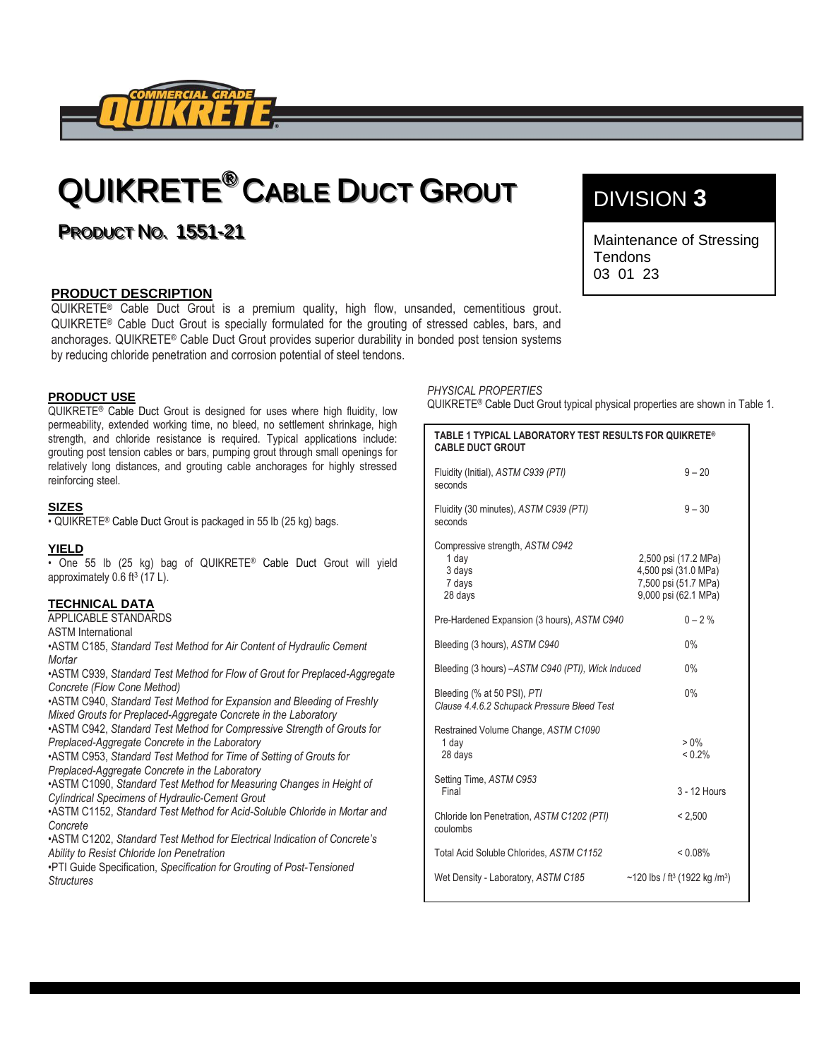COMMERCIAL GRADE QUIKRETE®

# QUIKRETE® CABLE DUCT GROUT

## PRODUCT NO. 1551-21

**DIVISION 3**

Maintenance of Stressing Tendons
03 01 23

## PRODUCT DESCRIPTION

QUIKRETE® Cable Duct Grout is a premium quality, high flow, unsanded, cementitious grout. QUIKRETE® Cable Duct Grout is specially formulated for the grouting of stressed cables, bars, and anchorages. QUIKRETE® Cable Duct Grout provides superior durability in bonded post tension systems by reducing chloride penetration and corrosion potential of steel tendons.

## PRODUCT USE

QUIKRETE® Cable Duct Grout is designed for uses where high fluidity, low permeability, extended working time, no bleed, no settlement shrinkage, high strength, and chloride resistance is required. Typical applications include: grouting post tension cables or bars, pumping grout through small openings for relatively long distances, and grouting cable anchorages for highly stressed reinforcing steel.

## SIZES

- QUIKRETE® Cable Duct Grout is packaged in 55 lb (25 kg) bags.

## YIELD

- One 55 lb (25 kg) bag of QUIKRETE® Cable Duct Grout will yield approximately 0.6 $ft^3$ (17 L).

## TECHNICAL DATA

APPLICABLE STANDARDS

ASTM International

- ASTM C185, *Standard Test Method for Air Content of Hydraulic Cement Mortar*
- ASTM C939, *Standard Test Method for Flow of Grout for Preplaced-Aggregate Concrete (Flow Cone Method)*
- ASTM C940, *Standard Test Method for Expansion and Bleeding of Freshly Mixed Grouts for Preplaced-Aggregate Concrete in the Laboratory*
- ASTM C942, *Standard Test Method for Compressive Strength of Grouts for Preplaced-Aggregate Concrete in the Laboratory*
- ASTM C953, *Standard Test Method for Time of Setting of Grouts for Preplaced-Aggregate Concrete in the Laboratory*
- ASTM C1090, *Standard Test Method for Measuring Changes in Height of Cylindrical Specimens of Hydraulic-Cement Grout*
- ASTM C1152, *Standard Test Method for Acid-Soluble Chloride in Mortar and Concrete*
- ASTM C1202, *Standard Test Method for Electrical Indication of Concrete's Ability to Resist Chloride Ion Penetration*
- PTI Guide Specification, *Specification for Grouting of Post-Tensioned Structures*

*PHYSICAL PROPERTIES*

QUIKRETE® Cable Duct Grout typical physical properties are shown in Table 1.

**TABLE 1 TYPICAL LABORATORY TEST RESULTS FOR QUIKRETE® CABLE DUCT GROUT**

| Test | Result |
|---|---|
| Fluidity (Initial), *ASTM C939 (PTI)* seconds | 9 – 20 |
| Fluidity (30 minutes), *ASTM C939 (PTI)* seconds | 9 – 30 |
| Compressive strength, *ASTM C942* | |
| 1 day | 2,500 psi (17.2 MPa) |
| 3 days | 4,500 psi (31.0 MPa) |
| 7 days | 7,500 psi (51.7 MPa) |
| 28 days | 9,000 psi (62.1 MPa) |
| Pre-Hardened Expansion (3 hours), *ASTM C940* | 0 – 2 % |
| Bleeding (3 hours), *ASTM C940* | 0% |
| Bleeding (3 hours) –*ASTM C940 (PTI), Wick Induced* | 0% |
| Bleeding (% at 50 PSI), *PTI Clause 4.4.6.2 Schupack Pressure Bleed Test* | 0% |
| Restrained Volume Change, *ASTM C1090* | |
| 1 day | > 0% |
| 28 days | < 0.2% |
| Setting Time, *ASTM C953* Final | 3 - 12 Hours |
| Chloride Ion Penetration, *ASTM C1202 (PTI)* coulombs | < 2,500 |
| Total Acid Soluble Chlorides, *ASTM C1152* | < 0.08% |
| Wet Density - Laboratory, *ASTM C185* | ~120 lbs / $ft^3$ (1922 kg /$m^3$) |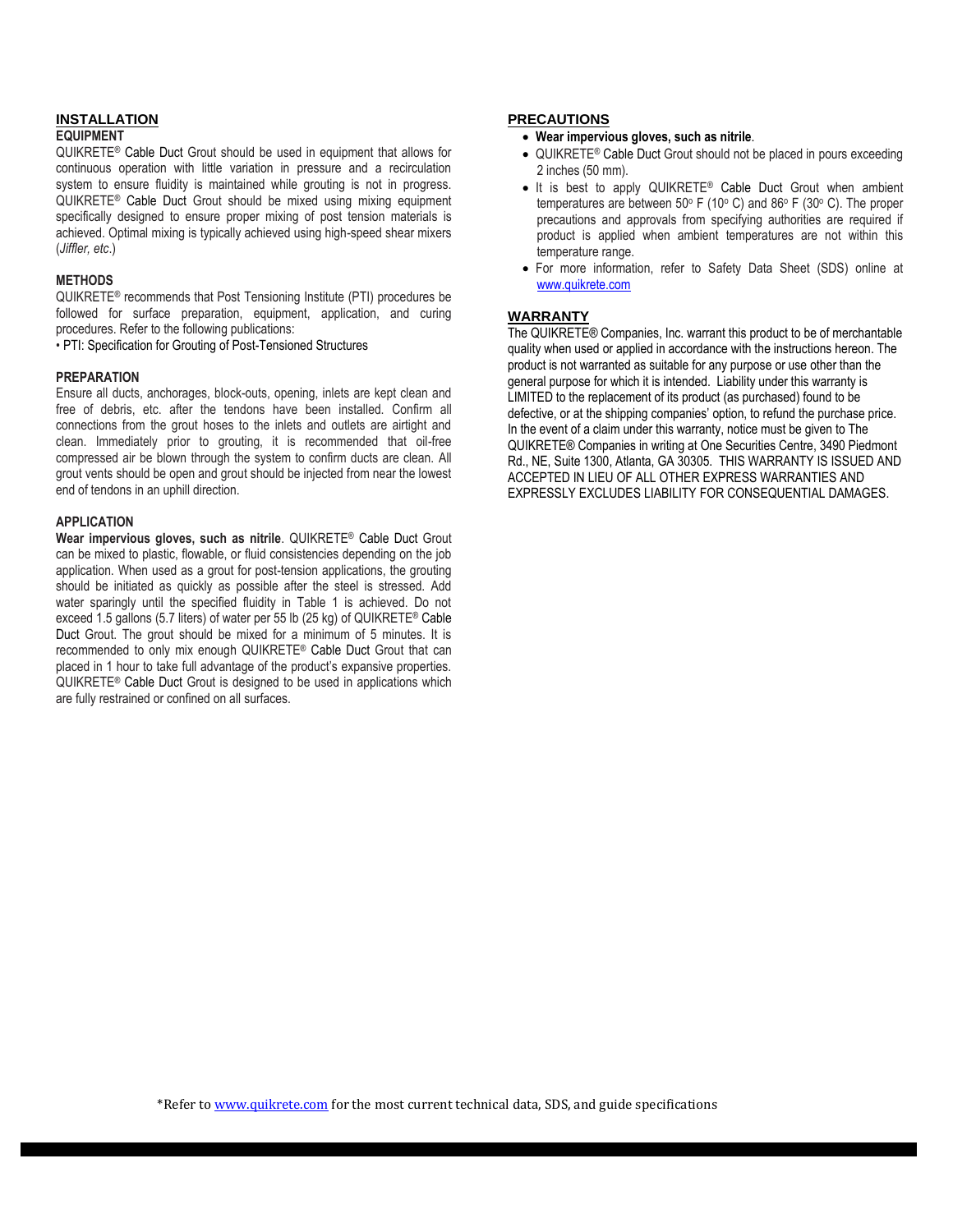## INSTALLATION

### EQUIPMENT

QUIKRETE® Cable Duct Grout should be used in equipment that allows for continuous operation with little variation in pressure and a recirculation system to ensure fluidity is maintained while grouting is not in progress. QUIKRETE® Cable Duct Grout should be mixed using mixing equipment specifically designed to ensure proper mixing of post tension materials is achieved. Optimal mixing is typically achieved using high-speed shear mixers (*Jiffler, etc*.)

### METHODS

QUIKRETE® recommends that Post Tensioning Institute (PTI) procedures be followed for surface preparation, equipment, application, and curing procedures. Refer to the following publications:

• PTI: Specification for Grouting of Post-Tensioned Structures

### PREPARATION

Ensure all ducts, anchorages, block-outs, opening, inlets are kept clean and free of debris, etc. after the tendons have been installed. Confirm all connections from the grout hoses to the inlets and outlets are airtight and clean. Immediately prior to grouting, it is recommended that oil-free compressed air be blown through the system to confirm ducts are clean. All grout vents should be open and grout should be injected from near the lowest end of tendons in an uphill direction.

### APPLICATION

**Wear impervious gloves, such as nitrile**. QUIKRETE® Cable Duct Grout can be mixed to plastic, flowable, or fluid consistencies depending on the job application. When used as a grout for post-tension applications, the grouting should be initiated as quickly as possible after the steel is stressed. Add water sparingly until the specified fluidity in Table 1 is achieved. Do not exceed 1.5 gallons (5.7 liters) of water per 55 lb (25 kg) of QUIKRETE® Cable Duct Grout. The grout should be mixed for a minimum of 5 minutes. It is recommended to only mix enough QUIKRETE® Cable Duct Grout that can placed in 1 hour to take full advantage of the product's expansive properties. QUIKRETE® Cable Duct Grout is designed to be used in applications which are fully restrained or confined on all surfaces.

## PRECAUTIONS

- **Wear impervious gloves, such as nitrile**.
- QUIKRETE® Cable Duct Grout should not be placed in pours exceeding 2 inches (50 mm).
- It is best to apply QUIKRETE® Cable Duct Grout when ambient temperatures are between 50° F (10° C) and 86° F (30° C). The proper precautions and approvals from specifying authorities are required if product is applied when ambient temperatures are not within this temperature range.
- For more information, refer to Safety Data Sheet (SDS) online at [www.quikrete.com](http://www.quikrete.com)

## WARRANTY

The QUIKRETE® Companies, Inc. warrant this product to be of merchantable quality when used or applied in accordance with the instructions hereon. The product is not warranted as suitable for any purpose or use other than the general purpose for which it is intended. Liability under this warranty is LIMITED to the replacement of its product (as purchased) found to be defective, or at the shipping companies' option, to refund the purchase price. In the event of a claim under this warranty, notice must be given to The QUIKRETE® Companies in writing at One Securities Centre, 3490 Piedmont Rd., NE, Suite 1300, Atlanta, GA 30305. THIS WARRANTY IS ISSUED AND ACCEPTED IN LIEU OF ALL OTHER EXPRESS WARRANTIES AND EXPRESSLY EXCLUDES LIABILITY FOR CONSEQUENTIAL DAMAGES.

*Refer to [www.quikrete.com](http://www.quikrete.com) for the most current technical data, SDS, and guide specifications